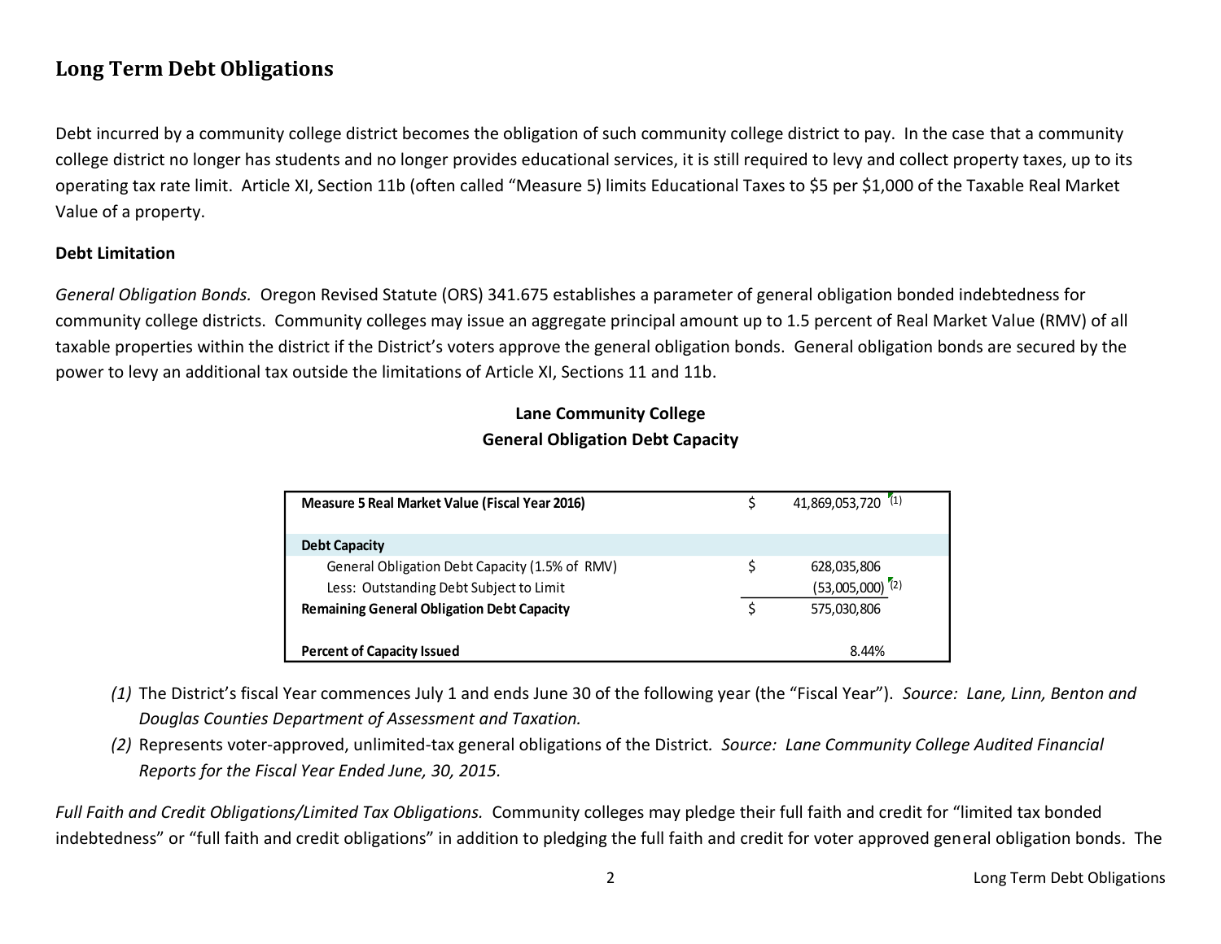## Long Term Debt Obligations

Debt incurred by a community college district becomes the obligation of such community college district to pay. In the case that a community college district no longer has students and no longer provides educational services, it is still required to levy and collect property taxes, up to its operating tax rate limit. Article XI, Section 11b (often called "Measure 5) limits Educational Taxes to $5 per $1,000 of the Taxable Real Market Value of a property.

**Debt Limitation**

*General Obligation Bonds.* Oregon Revised Statute (ORS) 341.675 establishes a parameter of general obligation bonded indebtedness for community college districts. Community colleges may issue an aggregate principal amount up to 1.5 percent of Real Market Value (RMV) of all taxable properties within the district if the District's voters approve the general obligation bonds. General obligation bonds are secured by the power to levy an additional tax outside the limitations of Article XI, Sections 11 and 11b.

**Lane Community College**
**General Obligation Debt Capacity**

| | | |
|---|---|---|
| **Measure 5 Real Market Value (Fiscal Year 2016)** | $ | 41,869,053,720 (1) |
| **Debt Capacity** | | |
| General Obligation Debt Capacity (1.5% of RMV) | $ | 628,035,806 |
| Less: Outstanding Debt Subject to Limit | | (53,005,000) (2) |
| **Remaining General Obligation Debt Capacity** | $ | 575,030,806 |
| **Percent of Capacity Issued** | | 8.44% |

*(1)* The District's fiscal Year commences July 1 and ends June 30 of the following year (the "Fiscal Year"). *Source: Lane, Linn, Benton and Douglas Counties Department of Assessment and Taxation.*

*(2)* Represents voter-approved, unlimited-tax general obligations of the District*. Source: Lane Community College Audited Financial Reports for the Fiscal Year Ended June, 30, 2015.*

*Full Faith and Credit Obligations/Limited Tax Obligations.* Community colleges may pledge their full faith and credit for "limited tax bonded indebtedness" or "full faith and credit obligations" in addition to pledging the full faith and credit for voter approved general obligation bonds. The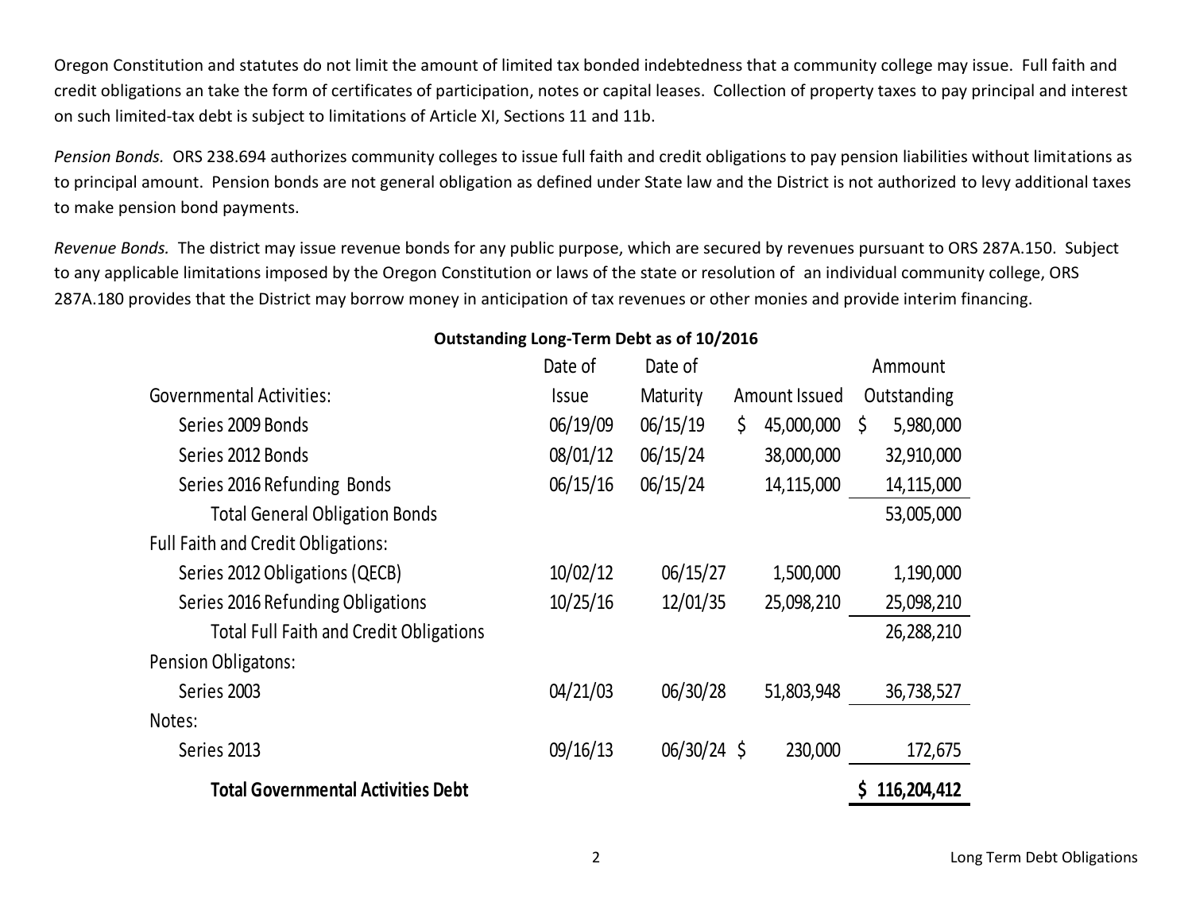Oregon Constitution and statutes do not limit the amount of limited tax bonded indebtedness that a community college may issue. Full faith and credit obligations an take the form of certificates of participation, notes or capital leases. Collection of property taxes to pay principal and interest on such limited-tax debt is subject to limitations of Article XI, Sections 11 and 11b.

*Pension Bonds.* ORS 238.694 authorizes community colleges to issue full faith and credit obligations to pay pension liabilities without limitations as to principal amount. Pension bonds are not general obligation as defined under State law and the District is not authorized to levy additional taxes to make pension bond payments.

*Revenue Bonds.* The district may issue revenue bonds for any public purpose, which are secured by revenues pursuant to ORS 287A.150. Subject to any applicable limitations imposed by the Oregon Constitution or laws of the state or resolution of an individual community college, ORS 287A.180 provides that the District may borrow money in anticipation of tax revenues or other monies and provide interim financing.

**Outstanding Long-Term Debt as of 10/2016**

| Governmental Activities: | Date of Issue | Date of Maturity | Amount Issued | Ammount Outstanding |
|---|---|---|---|---|
| Series 2009 Bonds | 06/19/09 | 06/15/19 | $ 45,000,000 | $ 5,980,000 |
| Series 2012 Bonds | 08/01/12 | 06/15/24 | 38,000,000 | 32,910,000 |
| Series 2016 Refunding Bonds | 06/15/16 | 06/15/24 | 14,115,000 | 14,115,000 |
| Total General Obligation Bonds | | | | 53,005,000 |
| Full Faith and Credit Obligations: | | | | |
| Series 2012 Obligations (QECB) | 10/02/12 | 06/15/27 | 1,500,000 | 1,190,000 |
| Series 2016 Refunding Obligations | 10/25/16 | 12/01/35 | 25,098,210 | 25,098,210 |
| Total Full Faith and Credit Obligations | | | | 26,288,210 |
| Pension Obligatons: | | | | |
| Series 2003 | 04/21/03 | 06/30/28 | 51,803,948 | 36,738,527 |
| Notes: | | | | |
| Series 2013 | 09/16/13 | 06/30/24 | $ 230,000 | 172,675 |
| **Total Governmental Activities Debt** | | | | **$ 116,204,412** |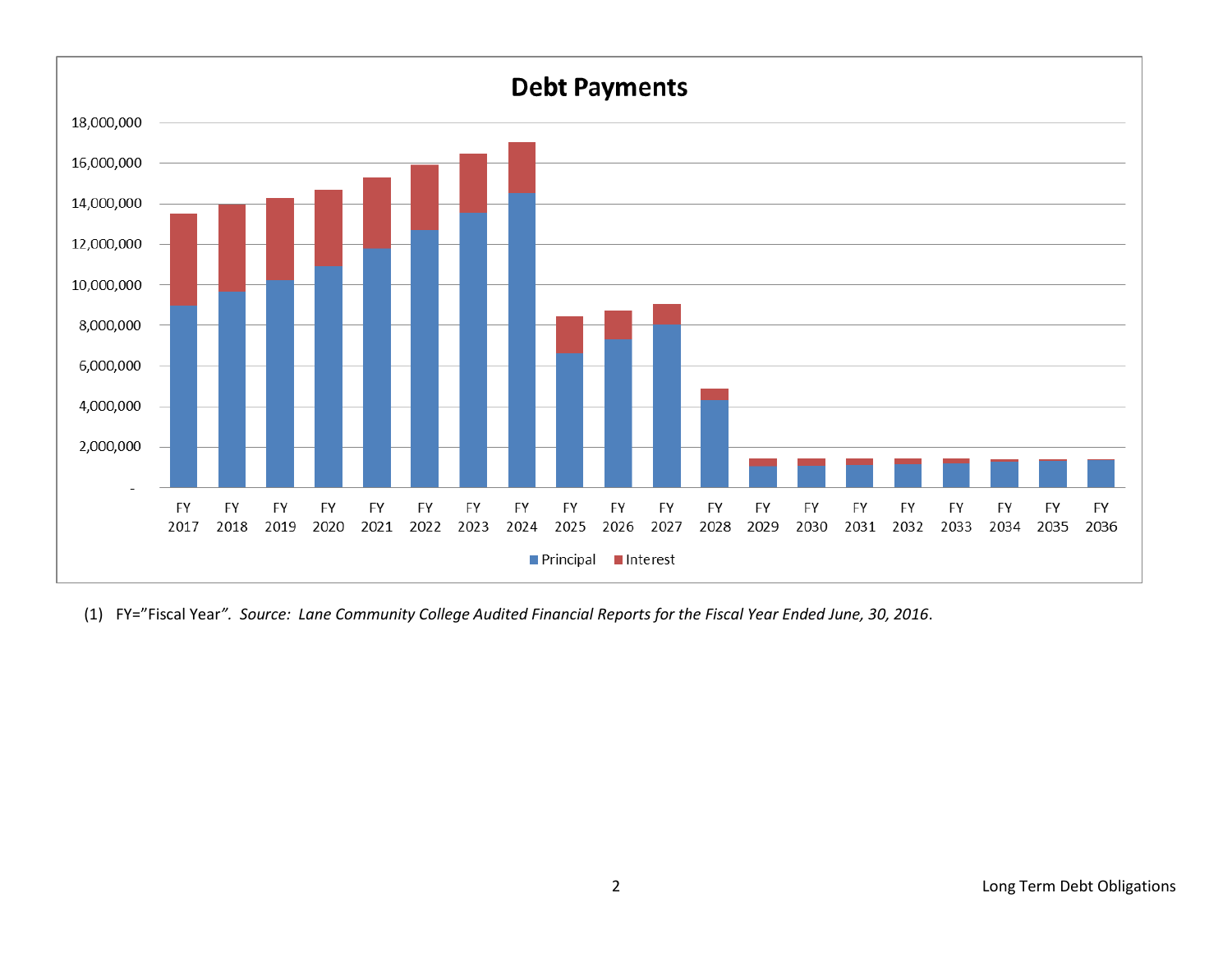Debt Payments

18,000,000
16,000,000
14,000,000
12,000,000
10,000,000
8,000,000
6,000,000
4,000,000
2,000,000
-

FY 2017
FY 2018
FY 2019
FY 2020
FY 2021
FY 2022
FY 2023
FY 2024
FY 2025
FY 2026
FY 2027
FY 2028
FY 2029
FY 2030
FY 2031
FY 2032
FY 2033
FY 2034
FY 2035
FY 2036

Principal
Interest

(1) FY="Fiscal Year". *Source: Lane Community College Audited Financial Reports for the Fiscal Year Ended June, 30, 2016*.